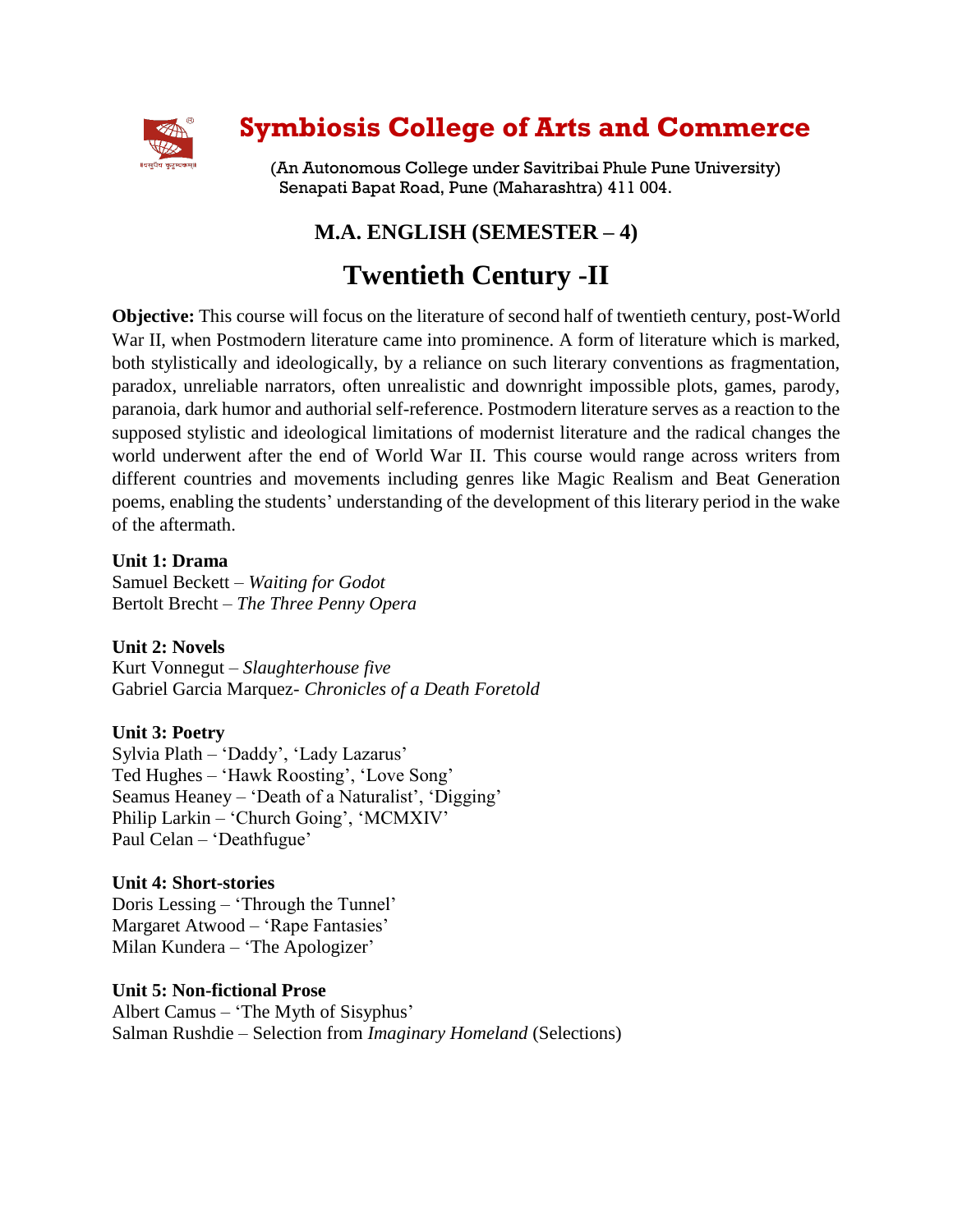# Symbiosis College of Arts and Commerce

(An Autonomous College under Savitribai Phule Pune University)
Senapati Bapat Road, Pune (Maharashtra) 411 004.

## M.A. ENGLISH (SEMESTER – 4)

# Twentieth Century -II

**Objective:** This course will focus on the literature of second half of twentieth century, post-World War II, when Postmodern literature came into prominence. A form of literature which is marked, both stylistically and ideologically, by a reliance on such literary conventions as fragmentation, paradox, unreliable narrators, often unrealistic and downright impossible plots, games, parody, paranoia, dark humor and authorial self-reference. Postmodern literature serves as a reaction to the supposed stylistic and ideological limitations of modernist literature and the radical changes the world underwent after the end of World War II. This course would range across writers from different countries and movements including genres like Magic Realism and Beat Generation poems, enabling the students' understanding of the development of this literary period in the wake of the aftermath.

**Unit 1: Drama**
Samuel Beckett – *Waiting for Godot*
Bertolt Brecht – *The Three Penny Opera*

**Unit 2: Novels**
Kurt Vonnegut – *Slaughterhouse five*
Gabriel Garcia Marquez- *Chronicles of a Death Foretold*

**Unit 3: Poetry**
Sylvia Plath – 'Daddy', 'Lady Lazarus'
Ted Hughes – 'Hawk Roosting', 'Love Song'
Seamus Heaney – 'Death of a Naturalist', 'Digging'
Philip Larkin – 'Church Going', 'MCMXIV'
Paul Celan – 'Deathfugue'

**Unit 4: Short-stories**
Doris Lessing – 'Through the Tunnel'
Margaret Atwood – 'Rape Fantasies'
Milan Kundera – 'The Apologizer'

**Unit 5: Non-fictional Prose**
Albert Camus – 'The Myth of Sisyphus'
Salman Rushdie – Selection from *Imaginary Homeland* (Selections)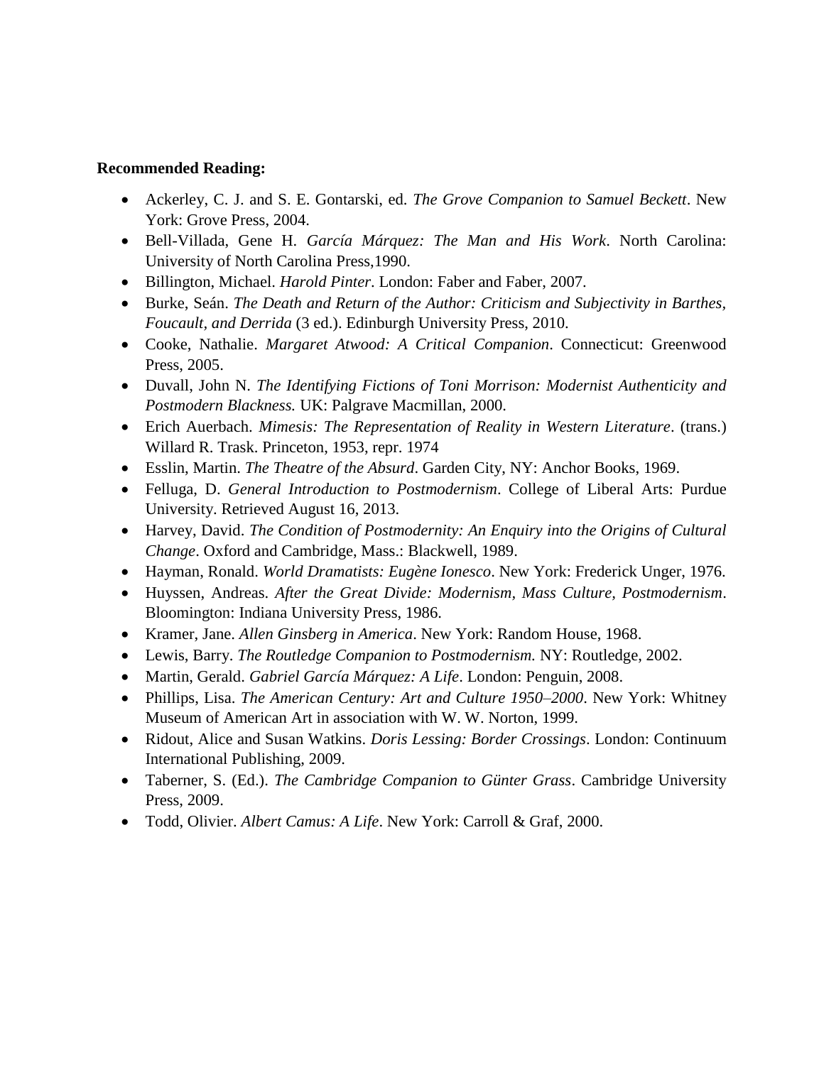**Recommended Reading:**

- Ackerley, C. J. and S. E. Gontarski, ed. *The Grove Companion to Samuel Beckett*. New York: Grove Press, 2004.
- Bell-Villada, Gene H. *García Márquez: The Man and His Work*. North Carolina: University of North Carolina Press,1990.
- Billington, Michael. *Harold Pinter*. London: Faber and Faber, 2007.
- Burke, Seán. *The Death and Return of the Author: Criticism and Subjectivity in Barthes, Foucault, and Derrida* (3 ed.). Edinburgh University Press, 2010.
- Cooke, Nathalie. *Margaret Atwood: A Critical Companion*. Connecticut: Greenwood Press, 2005.
- Duvall, John N. *The Identifying Fictions of Toni Morrison: Modernist Authenticity and Postmodern Blackness.* UK: Palgrave Macmillan, 2000.
- Erich Auerbach. *Mimesis: The Representation of Reality in Western Literature*. (trans.) Willard R. Trask. Princeton, 1953, repr. 1974
- Esslin, Martin. *The Theatre of the Absurd*. Garden City, NY: Anchor Books, 1969.
- Felluga, D. *General Introduction to Postmodernism*. College of Liberal Arts: Purdue University. Retrieved August 16, 2013.
- Harvey, David. *The Condition of Postmodernity: An Enquiry into the Origins of Cultural Change*. Oxford and Cambridge, Mass.: Blackwell, 1989.
- Hayman, Ronald. *World Dramatists: Eugène Ionesco*. New York: Frederick Unger, 1976.
- Huyssen, Andreas. *After the Great Divide: Modernism, Mass Culture, Postmodernism*. Bloomington: Indiana University Press, 1986.
- Kramer, Jane. *Allen Ginsberg in America*. New York: Random House, 1968.
- Lewis, Barry. *The Routledge Companion to Postmodernism.* NY: Routledge, 2002.
- Martin, Gerald. *Gabriel García Márquez: A Life*. London: Penguin, 2008.
- Phillips, Lisa. *The American Century: Art and Culture 1950–2000*. New York: Whitney Museum of American Art in association with W. W. Norton, 1999.
- Ridout, Alice and Susan Watkins. *Doris Lessing: Border Crossings*. London: Continuum International Publishing, 2009.
- Taberner, S. (Ed.). *The Cambridge Companion to Günter Grass*. Cambridge University Press, 2009.
- Todd, Olivier. *Albert Camus: A Life*. New York: Carroll & Graf, 2000.